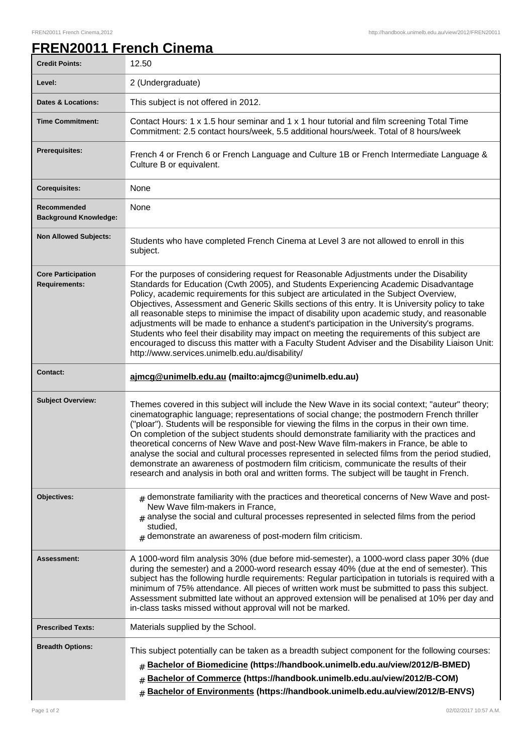# FREN20011 French Cinema

| | |
|---|---|
| **Credit Points:** | 12.50 |
| **Level:** | 2 (Undergraduate) |
| **Dates & Locations:** | This subject is not offered in 2012. |
| **Time Commitment:** | Contact Hours: 1 x 1.5 hour seminar and 1 x 1 hour tutorial and film screening Total Time Commitment: 2.5 contact hours/week, 5.5 additional hours/week. Total of 8 hours/week |
| **Prerequisites:** | French 4 or French 6 or French Language and Culture 1B or French Intermediate Language & Culture B or equivalent. |
| **Corequisites:** | None |
| **Recommended Background Knowledge:** | None |
| **Non Allowed Subjects:** | Students who have completed French Cinema at Level 3 are not allowed to enroll in this subject. |
| **Core Participation Requirements:** | For the purposes of considering request for Reasonable Adjustments under the Disability Standards for Education (Cwth 2005), and Students Experiencing Academic Disadvantage Policy, academic requirements for this subject are articulated in the Subject Overview, Objectives, Assessment and Generic Skills sections of this entry. It is University policy to take all reasonable steps to minimise the impact of disability upon academic study, and reasonable adjustments will be made to enhance a student's participation in the University's programs. Students who feel their disability may impact on meeting the requirements of this subject are encouraged to discuss this matter with a Faculty Student Adviser and the Disability Liaison Unit: http://www.services.unimelb.edu.au/disability/ |
| **Contact:** | **ajmcg@unimelb.edu.au (mailto:ajmcg@unimelb.edu.au)** |
| **Subject Overview:** | Themes covered in this subject will include the New Wave in its social context; "auteur" theory; cinematographic language; representations of social change; the postmodern French thriller ("ploar"). Students will be responsible for viewing the films in the corpus in their own time. On completion of the subject students should demonstrate familiarity with the practices and theoretical concerns of New Wave and post-New Wave film-makers in France, be able to analyse the social and cultural processes represented in selected films from the period studied, demonstrate an awareness of postmodern film criticism, communicate the results of their research and analysis in both oral and written forms. The subject will be taught in French. |
| **Objectives:** | # demonstrate familiarity with the practices and theoretical concerns of New Wave and post-New Wave film-makers in France,<br># analyse the social and cultural processes represented in selected films from the period studied,<br># demonstrate an awareness of post-modern film criticism. |
| **Assessment:** | A 1000-word film analysis 30% (due before mid-semester), a 1000-word class paper 30% (due during the semester) and a 2000-word research essay 40% (due at the end of semester). This subject has the following hurdle requirements: Regular participation in tutorials is required with a minimum of 75% attendance. All pieces of written work must be submitted to pass this subject. Assessment submitted late without an approved extension will be penalised at 10% per day and in-class tasks missed without approval will not be marked. |
| **Prescribed Texts:** | Materials supplied by the School. |
| **Breadth Options:** | This subject potentially can be taken as a breadth subject component for the following courses:<br># **Bachelor of Biomedicine (https://handbook.unimelb.edu.au/view/2012/B-BMED)**<br># **Bachelor of Commerce (https://handbook.unimelb.edu.au/view/2012/B-COM)**<br># **Bachelor of Environments (https://handbook.unimelb.edu.au/view/2012/B-ENVS)** |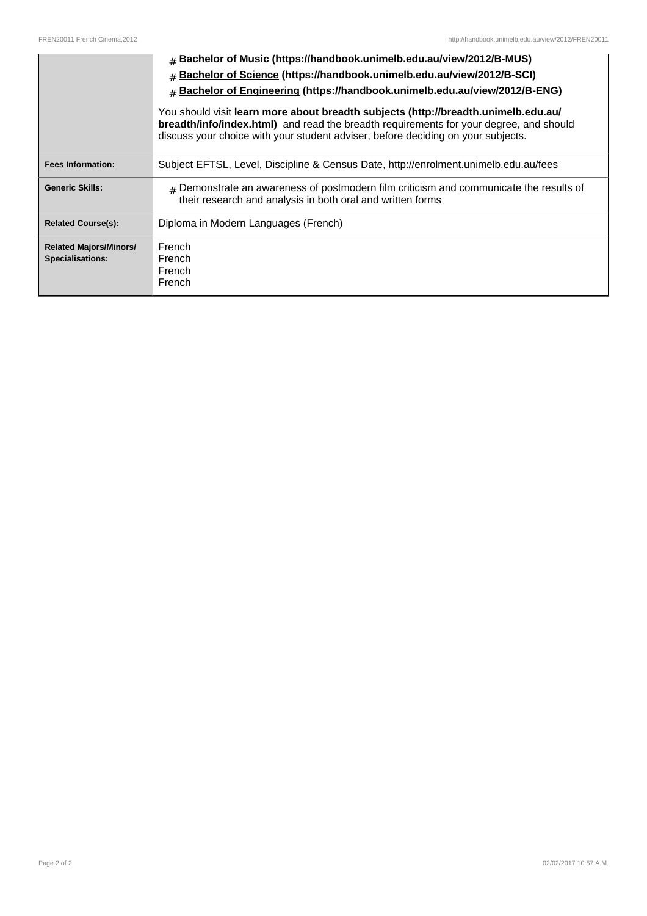| | |
|---|---|
| | # **Bachelor of Music (https://handbook.unimelb.edu.au/view/2012/B-MUS)**<br># **Bachelor of Science (https://handbook.unimelb.edu.au/view/2012/B-SCI)**<br># **Bachelor of Engineering (https://handbook.unimelb.edu.au/view/2012/B-ENG)**<br><br>You should visit **learn more about breadth subjects (http://breadth.unimelb.edu.au/breadth/info/index.html)** and read the breadth requirements for your degree, and should discuss your choice with your student adviser, before deciding on your subjects. |
| **Fees Information:** | Subject EFTSL, Level, Discipline & Census Date, http://enrolment.unimelb.edu.au/fees |
| **Generic Skills:** | # Demonstrate an awareness of postmodern film criticism and communicate the results of their research and analysis in both oral and written forms |
| **Related Course(s):** | Diploma in Modern Languages (French) |
| **Related Majors/Minors/ Specialisations:** | French<br>French<br>French<br>French |